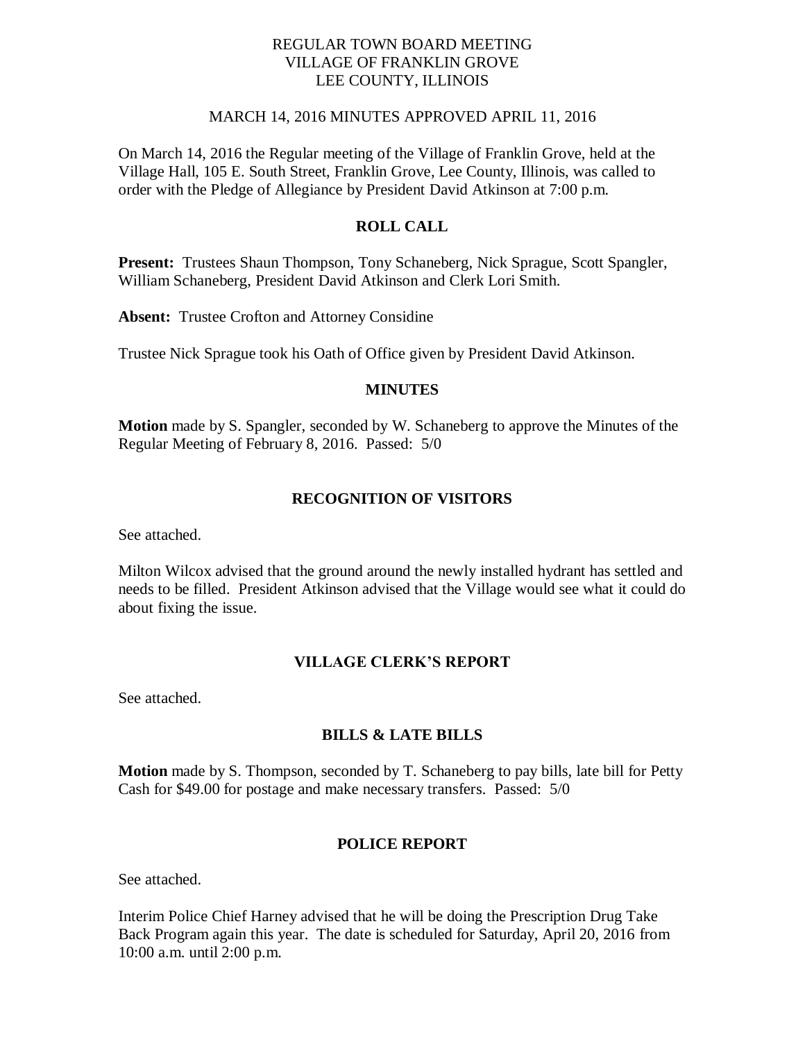# REGULAR TOWN BOARD MEETING
# VILLAGE OF FRANKLIN GROVE
# LEE COUNTY, ILLINOIS

MARCH 14, 2016 MINUTES APPROVED APRIL 11, 2016

On March 14, 2016 the Regular meeting of the Village of Franklin Grove, held at the Village Hall, 105 E. South Street, Franklin Grove, Lee County, Illinois, was called to order with the Pledge of Allegiance by President David Atkinson at 7:00 p.m.

## ROLL CALL

**Present:** Trustees Shaun Thompson, Tony Schaneberg, Nick Sprague, Scott Spangler, William Schaneberg, President David Atkinson and Clerk Lori Smith.

**Absent:** Trustee Crofton and Attorney Considine

Trustee Nick Sprague took his Oath of Office given by President David Atkinson.

## MINUTES

**Motion** made by S. Spangler, seconded by W. Schaneberg to approve the Minutes of the Regular Meeting of February 8, 2016. Passed: 5/0

## RECOGNITION OF VISITORS

See attached.

Milton Wilcox advised that the ground around the newly installed hydrant has settled and needs to be filled. President Atkinson advised that the Village would see what it could do about fixing the issue.

## VILLAGE CLERK'S REPORT

See attached.

## BILLS & LATE BILLS

**Motion** made by S. Thompson, seconded by T. Schaneberg to pay bills, late bill for Petty Cash for $49.00 for postage and make necessary transfers. Passed: 5/0

## POLICE REPORT

See attached.

Interim Police Chief Harney advised that he will be doing the Prescription Drug Take Back Program again this year. The date is scheduled for Saturday, April 20, 2016 from 10:00 a.m. until 2:00 p.m.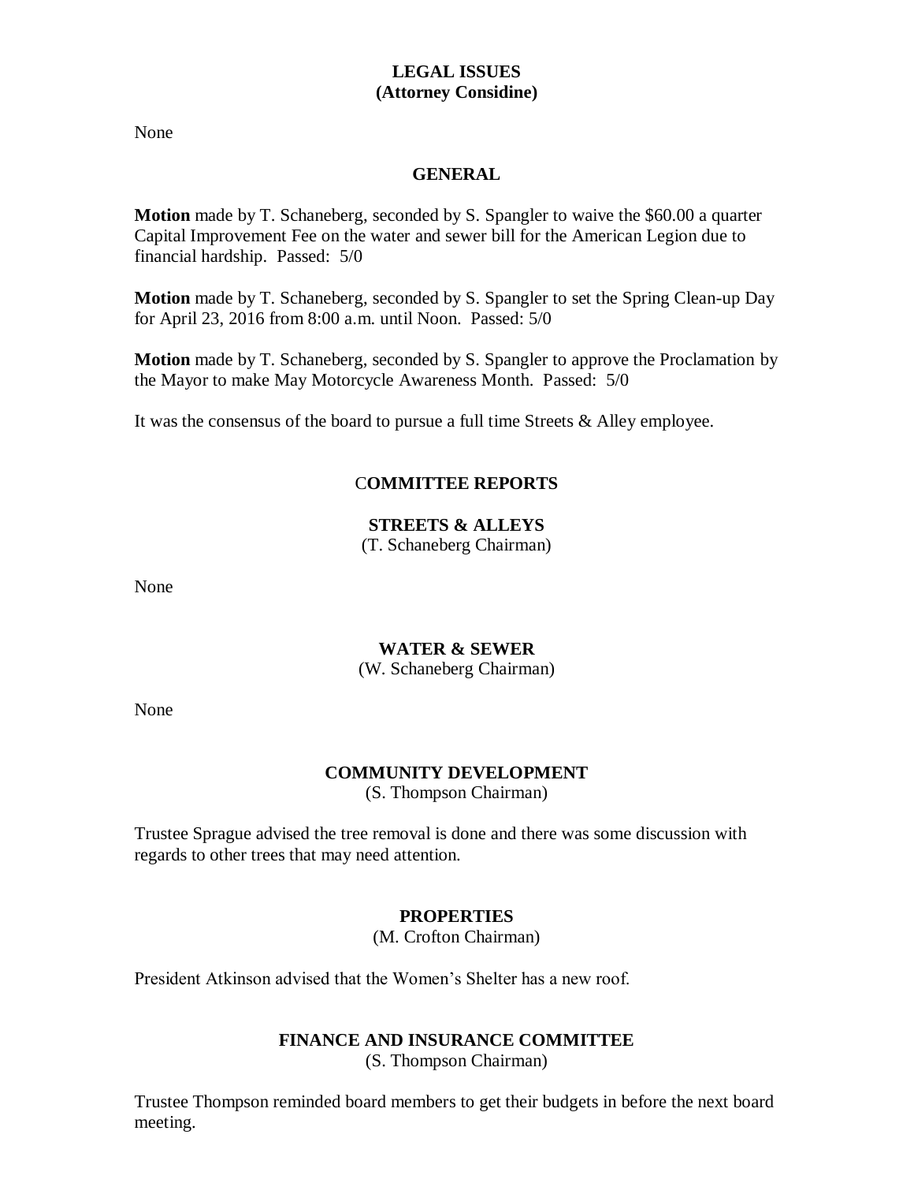**LEGAL ISSUES**
**(Attorney Considine)**

None

**GENERAL**

**Motion** made by T. Schaneberg, seconded by S. Spangler to waive the $60.00 a quarter Capital Improvement Fee on the water and sewer bill for the American Legion due to financial hardship. Passed: 5/0

**Motion** made by T. Schaneberg, seconded by S. Spangler to set the Spring Clean-up Day for April 23, 2016 from 8:00 a.m. until Noon. Passed: 5/0

**Motion** made by T. Schaneberg, seconded by S. Spangler to approve the Proclamation by the Mayor to make May Motorcycle Awareness Month. Passed: 5/0

It was the consensus of the board to pursue a full time Streets & Alley employee.

**COMMITTEE REPORTS**

**STREETS & ALLEYS**
(T. Schaneberg Chairman)

None

**WATER & SEWER**
(W. Schaneberg Chairman)

None

**COMMUNITY DEVELOPMENT**
(S. Thompson Chairman)

Trustee Sprague advised the tree removal is done and there was some discussion with regards to other trees that may need attention.

**PROPERTIES**
(M. Crofton Chairman)

President Atkinson advised that the Women's Shelter has a new roof.

**FINANCE AND INSURANCE COMMITTEE**
(S. Thompson Chairman)

Trustee Thompson reminded board members to get their budgets in before the next board meeting.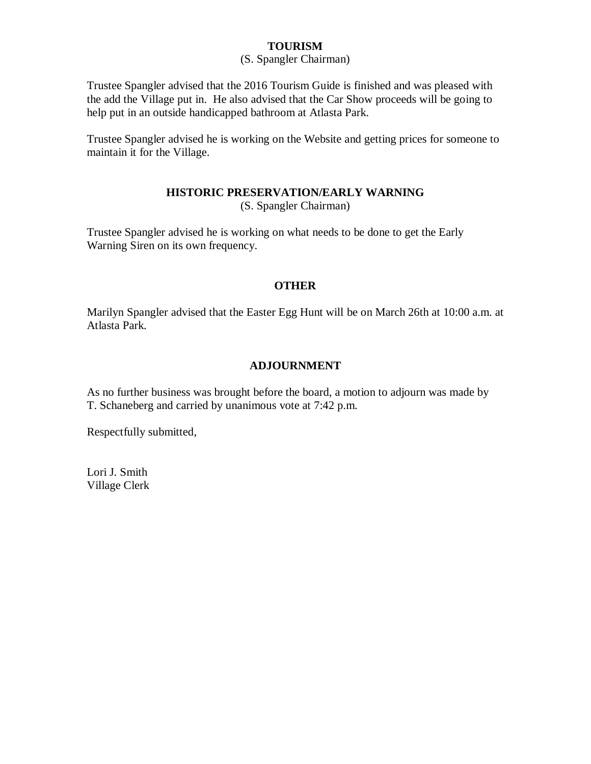## TOURISM

(S. Spangler Chairman)

Trustee Spangler advised that the 2016 Tourism Guide is finished and was pleased with the add the Village put in. He also advised that the Car Show proceeds will be going to help put in an outside handicapped bathroom at Atlasta Park.

Trustee Spangler advised he is working on the Website and getting prices for someone to maintain it for the Village.

## HISTORIC PRESERVATION/EARLY WARNING

(S. Spangler Chairman)

Trustee Spangler advised he is working on what needs to be done to get the Early Warning Siren on its own frequency.

## OTHER

Marilyn Spangler advised that the Easter Egg Hunt will be on March 26th at 10:00 a.m. at Atlasta Park.

## ADJOURNMENT

As no further business was brought before the board, a motion to adjourn was made by T. Schaneberg and carried by unanimous vote at 7:42 p.m.

Respectfully submitted,

Lori J. Smith
Village Clerk